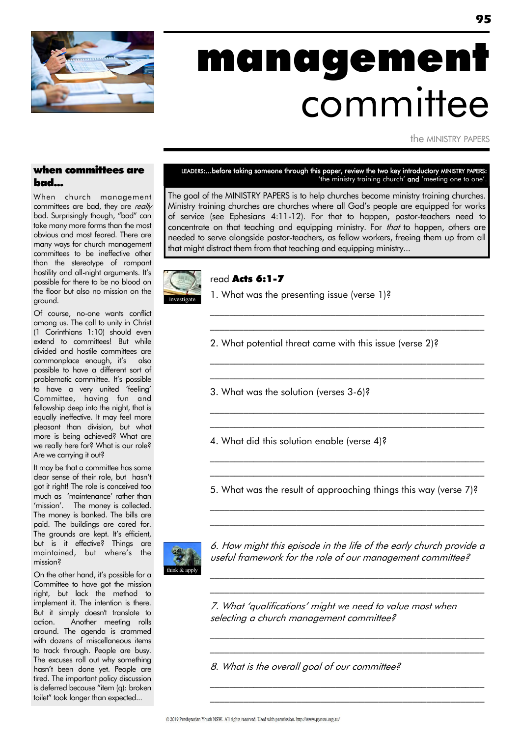# management committee

the MINISTRY PAPERS

## when committees are bad...

When church management committees are bad, they are *really* bad. Surprisingly though, "bad" can take many more forms than the most obvious and most feared. There are many ways for church management committees to be ineffective other than the stereotype of rampant hostility and all-night arguments. It's possible for there to be no blood on the floor but also no mission on the ground.

Of course, no-one wants conflict among us. The call to unity in Christ (1 Corinthians 1:10) should even extend to committees! But while divided and hostile committees are commonplace enough, it's also possible to have a different sort of problematic committee. It's possible to have a very united 'feeling' Committee, having fun and fellowship deep into the night, that is equally ineffective. It may feel more pleasant than division, but what more is being achieved? What are we really here for? What is our role? Are we carrying it out?

It may be that a committee has some clear sense of their role, but hasn't got it right! The role is conceived too much as 'maintenance' rather than 'mission'. The money is collected. The money is banked. The bills are paid. The buildings are cared for. The grounds are kept. It's efficient, but is it effective? Things are maintained, but where's the mission?

On the other hand, it's possible for a Committee to have got the mission right, but lack the method to implement it. The intention is there. But it simply doesn't translate to action. Another meeting rolls around. The agenda is crammed with dozens of miscellaneous items to track through. People are busy. The excuses roll out why something hasn't been done yet. People are tired. The important policy discussion is deferred because "item (q): broken toilet" took longer than expected...

LEADERS:...before taking someone through this paper, review the two key introductory MINISTRY PAPERS: 'the ministry training church' and 'meeting one to one'.

The goal of the MINISTRY PAPERS is to help churches become ministry training churches. Ministry training churches are churches where all God's people are equipped for works of service (see Ephesians 4:11-12). For that to happen, pastor-teachers need to concentrate on that teaching and equipping ministry. For *that* to happen, others are needed to serve alongside pastor-teachers, as fellow workers, freeing them up from all that might distract them from that teaching and equipping ministry...

investigate

read **Acts 6:1-7**

1. What was the presenting issue (verse 1)?

______________________________________________

______________________________________________

2. What potential threat came with this issue (verse 2)?

______________________________________________

______________________________________________

3. What was the solution (verses 3-6)?

______________________________________________

______________________________________________

4. What did this solution enable (verse 4)?

______________________________________________

______________________________________________

5. What was the result of approaching things this way (verse 7)?

______________________________________________

______________________________________________

think & apply

*6. How might this episode in the life of the early church provide a useful framework for the role of our management committee?*

______________________________________________

______________________________________________

*7. What 'qualifications' might we need to value most when selecting a church management committee?*

______________________________________________

______________________________________________

*8. What is the overall goal of our committee?*

______________________________________________

______________________________________________

© 2019 Presbyterian Youth NSW. All rights reserved. Used with permission. http://www.pynsw.org.au/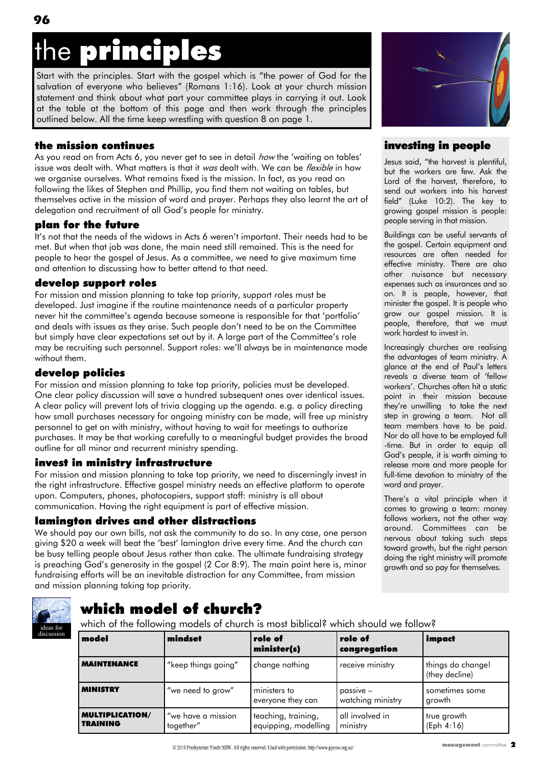# the **principles**

Start with the principles. Start with the gospel which is "the power of God for the salvation of everyone who believes" (Romans 1:16). Look at your church mission statement and think about what part your committee plays in carrying it out. Look at the table at the bottom of this page and then work through the principles outlined below. All the time keep wrestling with question 8 on page 1.

### the mission continues

As you read on from Acts 6, you never get to see in detail *how* the 'waiting on tables' issue was dealt with. What matters is that it *was* dealt with. We can be *flexible* in how we organise ourselves. What remains fixed is the mission. In fact, as you read on following the likes of Stephen and Phillip, you find them not waiting on tables, but themselves active in the mission of word and prayer. Perhaps they also learnt the art of delegation and recruitment of all God's people for ministry.

### plan for the future

It's not that the needs of the widows in Acts 6 weren't important. Their needs had to be met. But when that job was done, the main need still remained. This is the need for people to hear the gospel of Jesus. As a committee, we need to give maximum time and attention to discussing how to better attend to that need.

### develop support roles

For mission and mission planning to take top priority, support roles must be developed. Just imagine if the routine maintenance needs of a particular property never hit the committee's agenda because someone is responsible for that 'portfolio' and deals with issues as they arise. Such people don't need to be on the Committee but simply have clear expectations set out by it. A large part of the Committee's role may be recruiting such personnel. Support roles: we'll always be in maintenance mode without them.

### develop policies

For mission and mission planning to take top priority, policies must be developed. One clear policy discussion will save a hundred subsequent ones over identical issues. A clear policy will prevent lots of trivia clogging up the agenda. e.g. a policy directing how small purchases necessary for ongoing ministry can be made, will free up ministry personnel to get on with ministry, without having to wait for meetings to authorize purchases. It may be that working carefully to a meaningful budget provides the broad outline for all minor and recurrent ministry spending.

### invest in ministry infrastructure

For mission and mission planning to take top priority, we need to discerningly invest in the right infrastructure. Effective gospel ministry needs an effective platform to operate upon. Computers, phones, photocopiers, support staff: ministry is all about communication. Having the right equipment is part of effective mission.

### lamington drives and other distractions

We should pay our own bills, not ask the community to do so. In any case, one person giving $20 a week will beat the 'best' lamington drive every time. And the church can be busy telling people about Jesus rather than cake. The ultimate fundraising strategy is preaching God's generosity in the gospel (2 Cor 8:9). The main point here is, minor fundraising efforts will be an inevitable distraction for any Committee, from mission and mission planning taking top priority.

### investing in people

Jesus said, "the harvest is plentiful, but the workers are few. Ask the Lord of the harvest, therefore, to send out workers into his harvest field" (Luke 10:2). The key to growing gospel mission is people: people serving in that mission.

Buildings can be useful servants of the gospel. Certain equipment and resources are often needed for effective ministry. There are also other nuisance but necessary expenses such as insurances and so on. It is people, however, that minister the gospel. It is people who grow our gospel mission. It is people, therefore, that we must work hardest to invest in.

Increasingly churches are realising the advantages of team ministry. A glance at the end of Paul's letters reveals a diverse team of 'fellow workers'. Churches often hit a static point in their mission because they're unwilling to take the next step in growing a team. Not all team members have to be paid. Nor do all have to be employed full-time. But in order to equip all God's people, it is worth aiming to release more and more people for full-time devotion to ministry of the word and prayer.

There's a vital principle when it comes to growing a team: money follows workers, not the other way around. Committees can be nervous about taking such steps toward growth, but the right person doing the right ministry will promote growth and so pay for themselves.

## which model of church?

ideas for discussion

which of the following models of church is most biblical? which should we follow?

| model | mindset | role of minister(s) | role of congregation | impact |
|---|---|---|---|---|
| **MAINTENANCE** | "keep things going" | change nothing | receive ministry | things do change! (they decline) |
| **MINISTRY** | "we need to grow" | ministers to everyone they can | passive – watching ministry | sometimes some growth |
| **MULTIPLICATION/ TRAINING** | "we have a mission together" | teaching, training, equipping, modelling | all involved in ministry | true growth (Eph 4:16) |

© 2019 Presbyterian Youth NSW. All rights reserved. Used with permission. http://www.pynsw.org.au/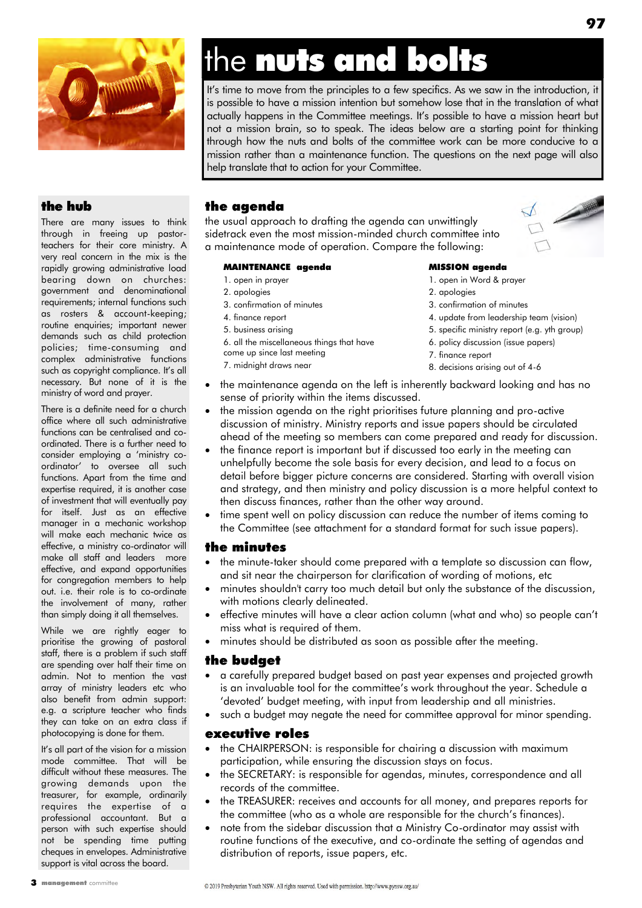# the nuts and bolts

It's time to move from the principles to a few specifics. As we saw in the introduction, it is possible to have a mission intention but somehow lose that in the translation of what actually happens in the Committee meetings. It's possible to have a mission heart but not a mission brain, so to speak. The ideas below are a starting point for thinking through how the nuts and bolts of the committee work can be more conducive to a mission rather than a maintenance function. The questions on the next page will also help translate that to action for your Committee.

## the agenda

the usual approach to drafting the agenda can unwittingly sidetrack even the most mission-minded church committee into a maintenance mode of operation. Compare the following:

**MAINTENANCE agenda**

1. open in prayer
2. apologies
3. confirmation of minutes
4. finance report
5. business arising
6. all the miscellaneous things that have come up since last meeting
7. midnight draws near

**MISSION agenda**

1. open in Word & prayer
2. apologies
3. confirmation of minutes
4. update from leadership team (vision)
5. specific ministry report (e.g. yth group)
6. policy discussion (issue papers)
7. finance report
8. decisions arising out of 4-6

- the maintenance agenda on the left is inherently backward looking and has no sense of priority within the items discussed.
- the mission agenda on the right prioritises future planning and pro-active discussion of ministry. Ministry reports and issue papers should be circulated ahead of the meeting so members can come prepared and ready for discussion.
- the finance report is important but if discussed too early in the meeting can unhelpfully become the sole basis for every decision, and lead to a focus on detail before bigger picture concerns are considered. Starting with overall vision and strategy, and then ministry and policy discussion is a more helpful context to then discuss finances, rather than the other way around.
- time spent well on policy discussion can reduce the number of items coming to the Committee (see attachment for a standard format for such issue papers).

## the minutes

- the minute-taker should come prepared with a template so discussion can flow, and sit near the chairperson for clarification of wording of motions, etc
- minutes shouldn't carry too much detail but only the substance of the discussion, with motions clearly delineated.
- effective minutes will have a clear action column (what and who) so people can't miss what is required of them.
- minutes should be distributed as soon as possible after the meeting.

## the budget

- a carefully prepared budget based on past year expenses and projected growth is an invaluable tool for the committee's work throughout the year. Schedule a 'devoted' budget meeting, with input from leadership and all ministries.
- such a budget may negate the need for committee approval for minor spending.

## executive roles

- the CHAIRPERSON: is responsible for chairing a discussion with maximum participation, while ensuring the discussion stays on focus.
- the SECRETARY: is responsible for agendas, minutes, correspondence and all records of the committee.
- the TREASURER: receives and accounts for all money, and prepares reports for the committee (who as a whole are responsible for the church's finances).
- note from the sidebar discussion that a Ministry Co-ordinator may assist with routine functions of the executive, and co-ordinate the setting of agendas and distribution of reports, issue papers, etc.

## the hub

There are many issues to think through in freeing up pastor-teachers for their core ministry. A very real concern in the mix is the rapidly growing administrative load bearing down on churches: government and denominational requirements; internal functions such as rosters & account-keeping; routine enquiries; important newer demands such as child protection policies; time-consuming and complex administrative functions such as copyright compliance. It's all necessary. But none of it is the ministry of word and prayer.

There is a definite need for a church office where all such administrative functions can be centralised and co-ordinated. There is a further need to consider employing a 'ministry co-ordinator' to oversee all such functions. Apart from the time and expertise required, it is another case of investment that will eventually pay for itself. Just as an effective manager in a mechanic workshop will make each mechanic twice as effective, a ministry co-ordinator will make all staff and leaders more effective, and expand opportunities for congregation members to help out. i.e. their role is to co-ordinate the involvement of many, rather than simply doing it all themselves.

While we are rightly eager to prioritise the growing of pastoral staff, there is a problem if such staff are spending over half their time on admin. Not to mention the vast array of ministry leaders etc who also benefit from admin support: e.g. a scripture teacher who finds they can take on an extra class if photocopying is done for them.

It's all part of the vision for a mission mode committee. That will be difficult without these measures. The growing demands upon the treasurer, for example, ordinarily requires the expertise of a professional accountant. But a person with such expertise should not be spending time putting cheques in envelopes. Administrative support is vital across the board.

© 2019 Presbyterian Youth NSW. All rights reserved. Used with permission. http://www.pynsw.org.au/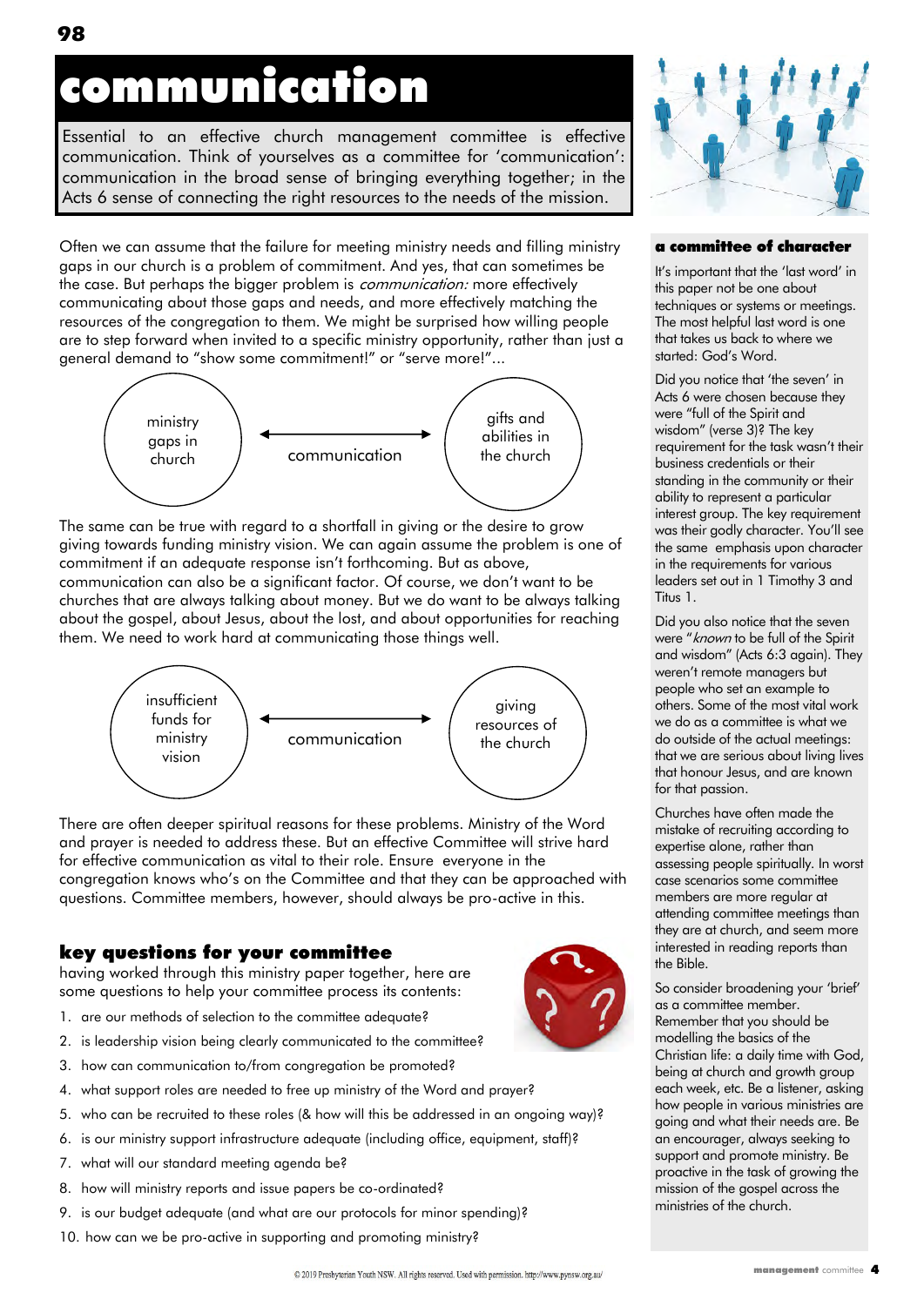# communication

Essential to an effective church management committee is effective communication. Think of yourselves as a committee for 'communication': communication in the broad sense of bringing everything together; in the Acts 6 sense of connecting the right resources to the needs of the mission.

Often we can assume that the failure for meeting ministry needs and filling ministry gaps in our church is a problem of commitment. And yes, that can sometimes be the case. But perhaps the bigger problem is *communication:* more effectively communicating about those gaps and needs, and more effectively matching the resources of the congregation to them. We might be surprised how willing people are to step forward when invited to a specific ministry opportunity, rather than just a general demand to "show some commitment!" or "serve more!"...

ministry gaps in church ⟷ communication ⟷ gifts and abilities in the church

The same can be true with regard to a shortfall in giving or the desire to grow giving towards funding ministry vision. We can again assume the problem is one of commitment if an adequate response isn't forthcoming. But as above, communication can also be a significant factor. Of course, we don't want to be churches that are always talking about money. But we do want to be always talking about the gospel, about Jesus, about the lost, and about opportunities for reaching them. We need to work hard at communicating those things well.

insufficient funds for ministry vision ⟷ communication ⟷ giving resources of the church

There are often deeper spiritual reasons for these problems. Ministry of the Word and prayer is needed to address these. But an effective Committee will strive hard for effective communication as vital to their role. Ensure everyone in the congregation knows who's on the Committee and that they can be approached with questions. Committee members, however, should always be pro-active in this.

## key questions for your committee

having worked through this ministry paper together, here are some questions to help your committee process its contents:

1. are our methods of selection to the committee adequate?
2. is leadership vision being clearly communicated to the committee?
3. how can communication to/from congregation be promoted?
4. what support roles are needed to free up ministry of the Word and prayer?
5. who can be recruited to these roles (& how will this be addressed in an ongoing way)?
6. is our ministry support infrastructure adequate (including office, equipment, staff)?
7. what will our standard meeting agenda be?
8. how will ministry reports and issue papers be co-ordinated?
9. is our budget adequate (and what are our protocols for minor spending)?
10. how can we be pro-active in supporting and promoting ministry?

## a committee of character

It's important that the 'last word' in this paper not be one about techniques or systems or meetings. The most helpful last word is one that takes us back to where we started: God's Word.

Did you notice that 'the seven' in Acts 6 were chosen because they were "full of the Spirit and wisdom" (verse 3)? The key requirement for the task wasn't their business credentials or their standing in the community or their ability to represent a particular interest group. The key requirement was their godly character. You'll see the same emphasis upon character in the requirements for various leaders set out in 1 Timothy 3 and Titus 1.

Did you also notice that the seven were "*known* to be full of the Spirit and wisdom" (Acts 6:3 again). They weren't remote managers but people who set an example to others. Some of the most vital work we do as a committee is what we do outside of the actual meetings: that we are serious about living lives that honour Jesus, and are known for that passion.

Churches have often made the mistake of recruiting according to expertise alone, rather than assessing people spiritually. In worst case scenarios some committee members are more regular at attending committee meetings than they are at church, and seem more interested in reading reports than the Bible.

So consider broadening your 'brief' as a committee member. Remember that you should be modelling the basics of the Christian life: a daily time with God, being at church and growth group each week, etc. Be a listener, asking how people in various ministries are going and what their needs are. Be an encourager, always seeking to support and promote ministry. Be proactive in the task of growing the mission of the gospel across the ministries of the church.

© 2019 Presbyterian Youth NSW. All rights reserved. Used with permission. http://www.pynsw.org.au/